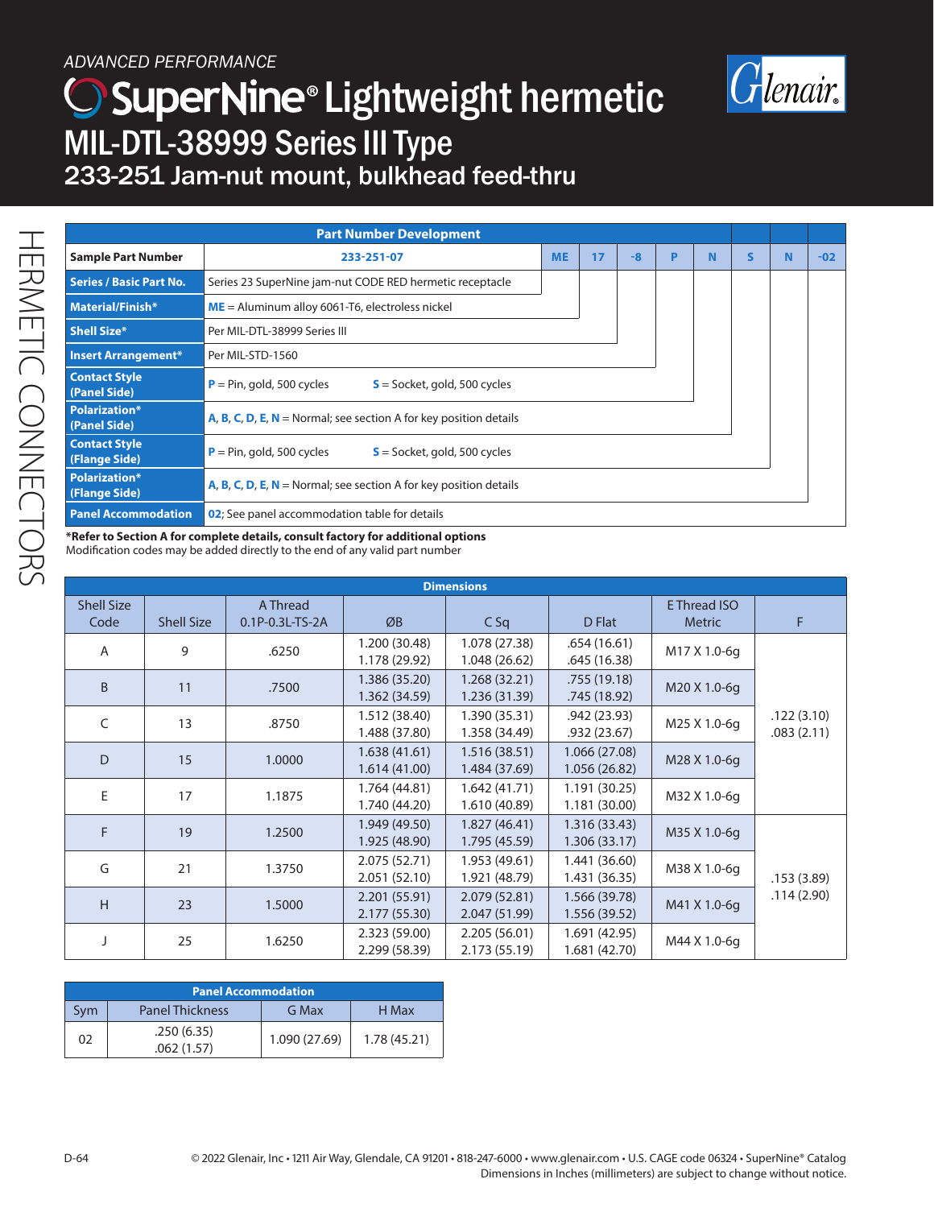*ADVANCED PERFORMANCE*

# SuperNine® Lightweight hermetic

## MIL-DTL-38999 Series III Type

### 233-251 Jam-nut mount, bulkhead feed-thru

HERMETIC CONNECTORS

| Part Number Development | | | | | | | | | |
|---|---|---|---|---|---|---|---|---|---|
| **Sample Part Number** | 233-251-07 | ME | 17 | -8 | P | N | S | N | -02 |
| **Series / Basic Part No.** | Series 23 SuperNine jam-nut CODE RED hermetic receptacle | | | | | | | | |
| **Material/Finish*** | **ME** = Aluminum alloy 6061-T6, electroless nickel | | | | | | | | |
| **Shell Size*** | Per MIL-DTL-38999 Series III | | | | | | | | |
| **Insert Arrangement*** | Per MIL-STD-1560 | | | | | | | | |
| **Contact Style (Panel Side)** | **P** = Pin, gold, 500 cycles  **S** = Socket, gold, 500 cycles | | | | | | | | |
| **Polarization* (Panel Side)** | **A**, **B**, **C**, **D**, **E**, **N** = Normal; see section A for key position details | | | | | | | | |
| **Contact Style (Flange Side)** | **P** = Pin, gold, 500 cycles  **S** = Socket, gold, 500 cycles | | | | | | | | |
| **Polarization* (Flange Side)** | **A**, **B**, **C**, **D**, **E**, **N** = Normal; see section A for key position details | | | | | | | | |
| **Panel Accommodation** | **02**; See panel accommodation table for details | | | | | | | | |

***Refer to Section A for complete details, consult factory for additional options**
Modification codes may be added directly to the end of any valid part number

| Dimensions | | | | | | | |
|---|---|---|---|---|---|---|---|
| Shell Size Code | Shell Size | A Thread 0.1P-0.3L-TS-2A | ØB | C Sq | D Flat | E Thread ISO Metric | F |
| A | 9 | .6250 | 1.200 (30.48) 1.178 (29.92) | 1.078 (27.38) 1.048 (26.62) | .654 (16.61) .645 (16.38) | M17 X 1.0-6g | .122 (3.10) .083 (2.11) |
| B | 11 | .7500 | 1.386 (35.20) 1.362 (34.59) | 1.268 (32.21) 1.236 (31.39) | .755 (19.18) .745 (18.92) | M20 X 1.0-6g | .122 (3.10) .083 (2.11) |
| C | 13 | .8750 | 1.512 (38.40) 1.488 (37.80) | 1.390 (35.31) 1.358 (34.49) | .942 (23.93) .932 (23.67) | M25 X 1.0-6g | .122 (3.10) .083 (2.11) |
| D | 15 | 1.0000 | 1.638 (41.61) 1.614 (41.00) | 1.516 (38.51) 1.484 (37.69) | 1.066 (27.08) 1.056 (26.82) | M28 X 1.0-6g | .122 (3.10) .083 (2.11) |
| E | 17 | 1.1875 | 1.764 (44.81) 1.740 (44.20) | 1.642 (41.71) 1.610 (40.89) | 1.191 (30.25) 1.181 (30.00) | M32 X 1.0-6g | .122 (3.10) .083 (2.11) |
| F | 19 | 1.2500 | 1.949 (49.50) 1.925 (48.90) | 1.827 (46.41) 1.795 (45.59) | 1.316 (33.43) 1.306 (33.17) | M35 X 1.0-6g | .153 (3.89) .114 (2.90) |
| G | 21 | 1.3750 | 2.075 (52.71) 2.051 (52.10) | 1.953 (49.61) 1.921 (48.79) | 1.441 (36.60) 1.431 (36.35) | M38 X 1.0-6g | .153 (3.89) .114 (2.90) |
| H | 23 | 1.5000 | 2.201 (55.91) 2.177 (55.30) | 2.079 (52.81) 2.047 (51.99) | 1.566 (39.78) 1.556 (39.52) | M41 X 1.0-6g | .153 (3.89) .114 (2.90) |
| J | 25 | 1.6250 | 2.323 (59.00) 2.299 (58.39) | 2.205 (56.01) 2.173 (55.19) | 1.691 (42.95) 1.681 (42.70) | M44 X 1.0-6g | .153 (3.89) .114 (2.90) |

| Panel Accommodation | | | |
|---|---|---|---|
| Sym | Panel Thickness | G Max | H Max |
| 02 | .250 (6.35) .062 (1.57) | 1.090 (27.69) | 1.78 (45.21) |

© 2022 Glenair, Inc • 1211 Air Way, Glendale, CA 91201 • 818-247-6000 • www.glenair.com • U.S. CAGE code 06324 • SuperNine® Catalog
Dimensions in Inches (millimeters) are subject to change without notice.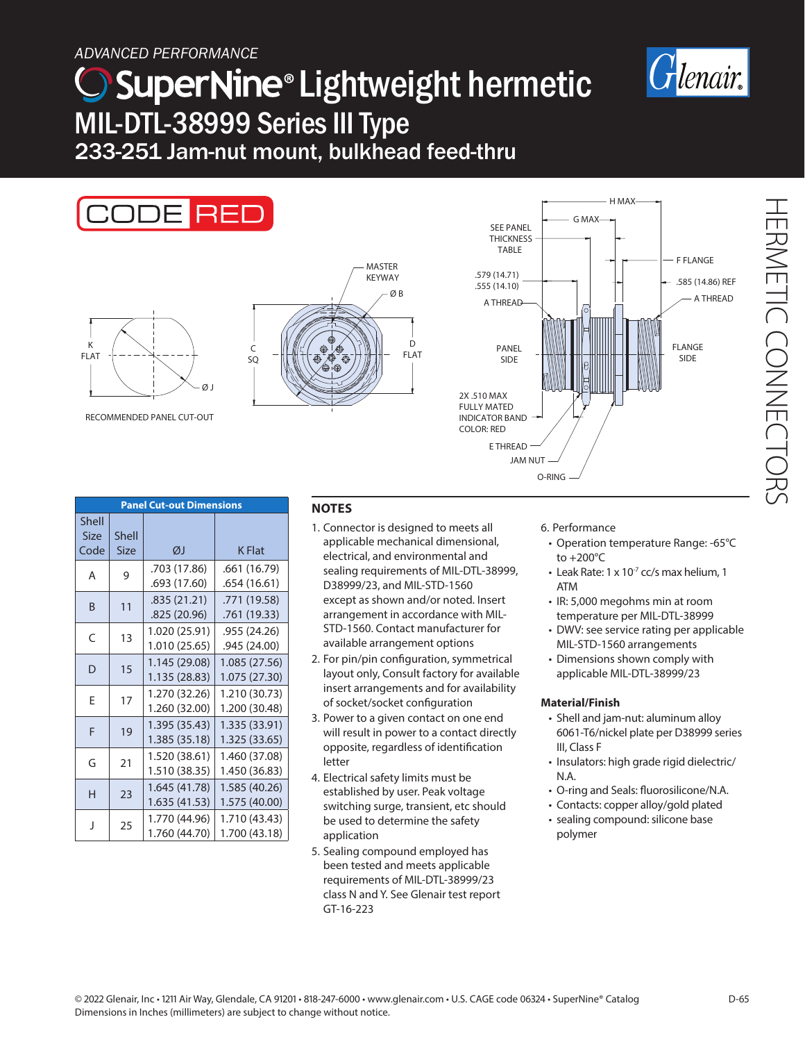*ADVANCED PERFORMANCE*

# SuperNine® Lightweight hermetic

## MIL-DTL-38999 Series III Type

### 233-251 Jam-nut mount, bulkhead feed-thru

CODE RED

K FLAT

Ø J

RECOMMENDED PANEL CUT-OUT

MASTER KEYWAY

Ø B

C SQ

D FLAT

H MAX

G MAX

SEE PANEL THICKNESS TABLE

F FLANGE

.579 (14.71)
.555 (14.10)

.585 (14.86) REF

A THREAD

A THREAD

PANEL SIDE

FLANGE SIDE

2X .510 MAX FULLY MATED INDICATOR BAND COLOR: RED

E THREAD

JAM NUT

O-RING

| Panel Cut-out Dimensions | | | |
|---|---|---|---|
| Shell Size Code | Shell Size | ØJ | K Flat |
| A | 9 | .703 (17.86)<br>.693 (17.60) | .661 (16.79)<br>.654 (16.61) |
| B | 11 | .835 (21.21)<br>.825 (20.96) | .771 (19.58)<br>.761 (19.33) |
| C | 13 | 1.020 (25.91)<br>1.010 (25.65) | .955 (24.26)<br>.945 (24.00) |
| D | 15 | 1.145 (29.08)<br>1.135 (28.83) | 1.085 (27.56)<br>1.075 (27.30) |
| E | 17 | 1.270 (32.26)<br>1.260 (32.00) | 1.210 (30.73)<br>1.200 (30.48) |
| F | 19 | 1.395 (35.43)<br>1.385 (35.18) | 1.335 (33.91)<br>1.325 (33.65) |
| G | 21 | 1.520 (38.61)<br>1.510 (38.35) | 1.460 (37.08)<br>1.450 (36.83) |
| H | 23 | 1.645 (41.78)<br>1.635 (41.53) | 1.585 (40.26)<br>1.575 (40.00) |
| J | 25 | 1.770 (44.96)<br>1.760 (44.70) | 1.710 (43.43)<br>1.700 (43.18) |

## NOTES

1. Connector is designed to meets all applicable mechanical dimensional, electrical, and environmental and sealing requirements of MIL-DTL-38999, D38999/23, and MIL-STD-1560 except as shown and/or noted. Insert arrangement in accordance with MIL-STD-1560. Contact manufacturer for available arrangement options
2. For pin/pin configuration, symmetrical layout only, Consult factory for available insert arrangements and for availability of socket/socket configuration
3. Power to a given contact on one end will result in power to a contact directly opposite, regardless of identification letter
4. Electrical safety limits must be established by user. Peak voltage switching surge, transient, etc should be used to determine the safety application
5. Sealing compound employed has been tested and meets applicable requirements of MIL-DTL-38999/23 class N and Y. See Glenair test report GT-16-223
6. Performance
   - Operation temperature Range: -65°C to +200°C
   - Leak Rate: $1 \times 10^{-7}$ cc/s max helium, 1 ATM
   - IR: 5,000 megohms min at room temperature per MIL-DTL-38999
   - DWV: see service rating per applicable MIL-STD-1560 arrangements
   - Dimensions shown comply with applicable MIL-DTL-38999/23

### Material/Finish

- Shell and jam-nut: aluminum alloy 6061-T6/nickel plate per D38999 series III, Class F
- Insulators: high grade rigid dielectric/ N.A.
- O-ring and Seals: fluorosilicone/N.A.
- Contacts: copper alloy/gold plated
- sealing compound: silicone base polymer

© 2022 Glenair, Inc • 1211 Air Way, Glendale, CA 91201 • 818-247-6000 • www.glenair.com • U.S. CAGE code 06324 • SuperNine® Catalog
Dimensions in Inches (millimeters) are subject to change without notice.